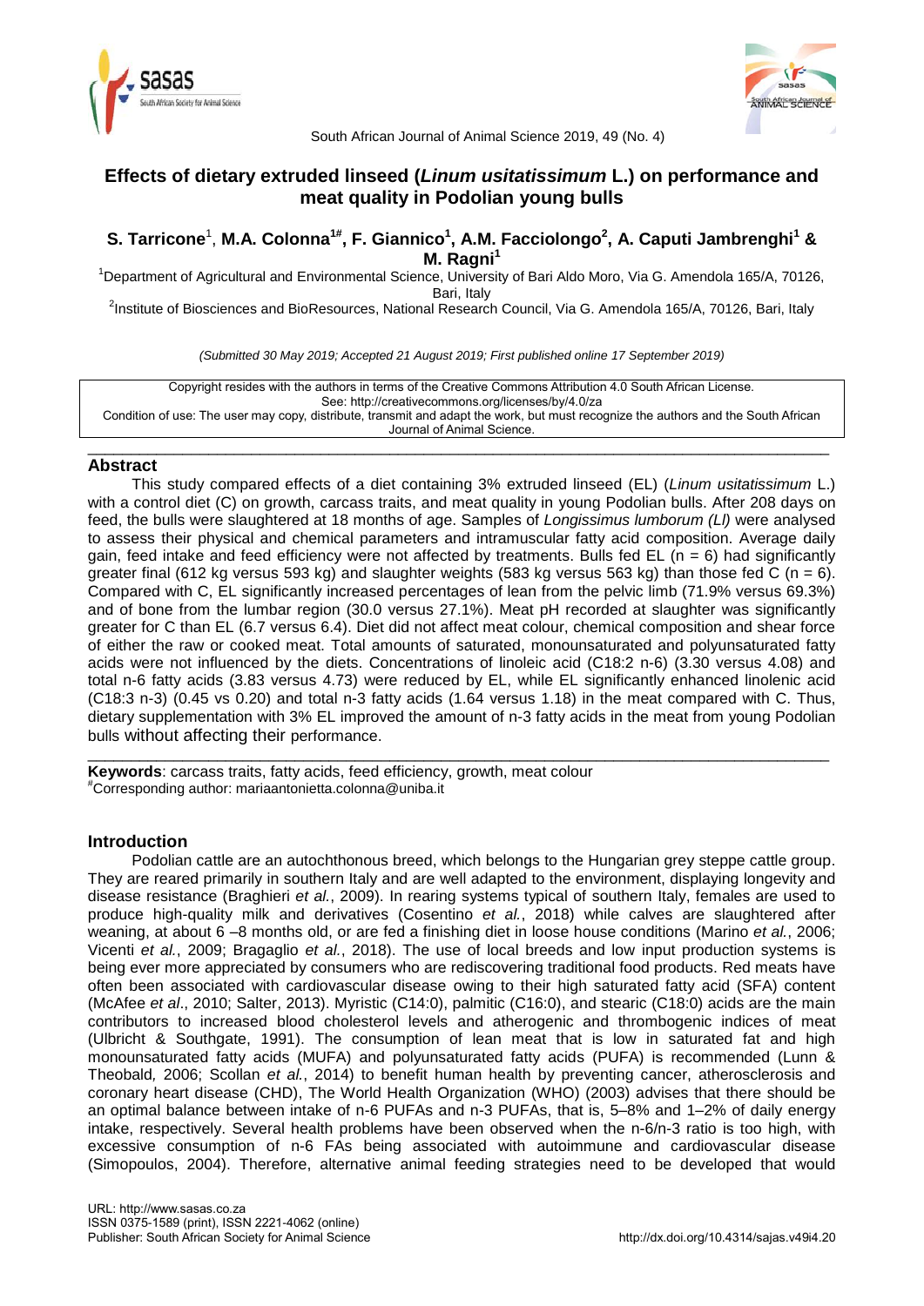# Effects of dietary extruded linseed (*Linum usitatissimum* L.) on performance and meat quality in Podolian young bulls

**S. Tarricone**[1], **M.A. Colonna**[1#], **F. Giannico**[1], **A.M. Facciolongo**[2], **A. Caputi Jambrenghi**[1] **& M. Ragni**[1]

[1]Department of Agricultural and Environmental Science, University of Bari Aldo Moro, Via G. Amendola 165/A, 70126, Bari, Italy

[2]Institute of Biosciences and BioResources, National Research Council, Via G. Amendola 165/A, 70126, Bari, Italy

*(Submitted 30 May 2019; Accepted 21 August 2019; First published online 17 September 2019)*

Copyright resides with the authors in terms of the Creative Commons Attribution 4.0 South African License.
See: http://creativecommons.org/licenses/by/4.0/za
Condition of use: The user may copy, distribute, transmit and adapt the work, but must recognize the authors and the South African Journal of Animal Science.

## Abstract

This study compared effects of a diet containing 3% extruded linseed (EL) (*Linum usitatissimum* L.) with a control diet (C) on growth, carcass traits, and meat quality in young Podolian bulls. After 208 days on feed, the bulls were slaughtered at 18 months of age. Samples of *Longissimus lumborum (Ll)* were analysed to assess their physical and chemical parameters and intramuscular fatty acid composition. Average daily gain, feed intake and feed efficiency were not affected by treatments. Bulls fed EL (n = 6) had significantly greater final (612 kg versus 593 kg) and slaughter weights (583 kg versus 563 kg) than those fed C (n = 6). Compared with C, EL significantly increased percentages of lean from the pelvic limb (71.9% versus 69.3%) and of bone from the lumbar region (30.0 versus 27.1%). Meat pH recorded at slaughter was significantly greater for C than EL (6.7 versus 6.4). Diet did not affect meat colour, chemical composition and shear force of either the raw or cooked meat. Total amounts of saturated, monounsaturated and polyunsaturated fatty acids were not influenced by the diets. Concentrations of linoleic acid (C18:2 n-6) (3.30 versus 4.08) and total n-6 fatty acids (3.83 versus 4.73) were reduced by EL, while EL significantly enhanced linolenic acid (C18:3 n-3) (0.45 vs 0.20) and total n-3 fatty acids (1.64 versus 1.18) in the meat compared with C. Thus, dietary supplementation with 3% EL improved the amount of n-3 fatty acids in the meat from young Podolian bulls without affecting their performance.

**Keywords**: carcass traits, fatty acids, feed efficiency, growth, meat colour

[#]Corresponding author: mariaantonietta.colonna@uniba.it

## Introduction

Podolian cattle are an autochthonous breed, which belongs to the Hungarian grey steppe cattle group. They are reared primarily in southern Italy and are well adapted to the environment, displaying longevity and disease resistance (Braghieri *et al.*, 2009). In rearing systems typical of southern Italy, females are used to produce high-quality milk and derivatives (Cosentino *et al.*, 2018) while calves are slaughtered after weaning, at about 6 –8 months old, or are fed a finishing diet in loose house conditions (Marino *et al.*, 2006; Vicenti *et al.*, 2009; Bragaglio *et al.*, 2018). The use of local breeds and low input production systems is being ever more appreciated by consumers who are rediscovering traditional food products. Red meats have often been associated with cardiovascular disease owing to their high saturated fatty acid (SFA) content (McAfee *et al*., 2010; Salter, 2013). Myristic (C14:0), palmitic (C16:0), and stearic (C18:0) acids are the main contributors to increased blood cholesterol levels and atherogenic and thrombogenic indices of meat (Ulbricht & Southgate, 1991). The consumption of lean meat that is low in saturated fat and high monounsaturated fatty acids (MUFA) and polyunsaturated fatty acids (PUFA) is recommended (Lunn & Theobald*,* 2006; Scollan *et al.*, 2014) to benefit human health by preventing cancer, atherosclerosis and coronary heart disease (CHD), The World Health Organization (WHO) (2003) advises that there should be an optimal balance between intake of n-6 PUFAs and n-3 PUFAs, that is, 5–8% and 1–2% of daily energy intake, respectively. Several health problems have been observed when the n-6/n-3 ratio is too high, with excessive consumption of n-6 FAs being associated with autoimmune and cardiovascular disease (Simopoulos, 2004). Therefore, alternative animal feeding strategies need to be developed that would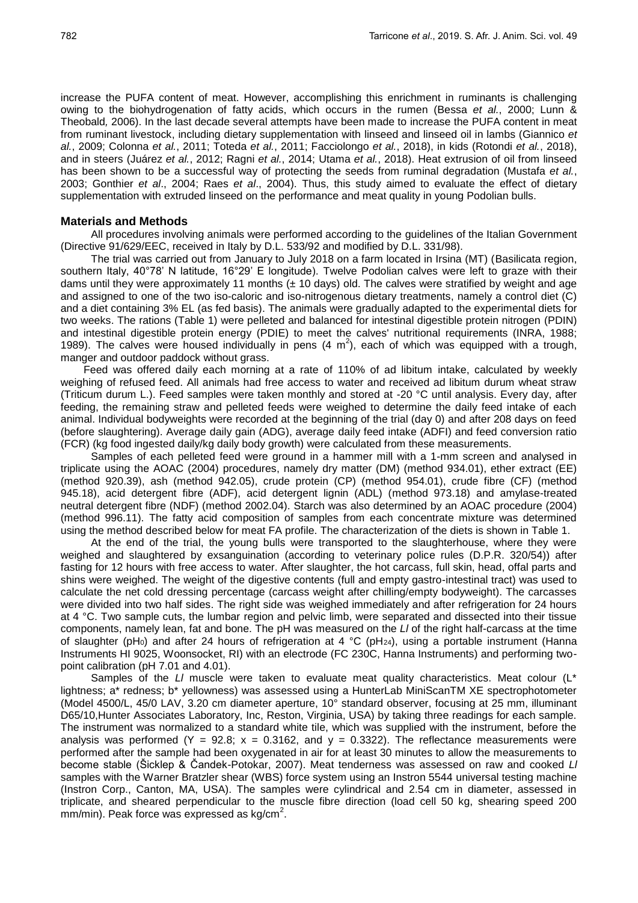increase the PUFA content of meat. However, accomplishing this enrichment in ruminants is challenging owing to the biohydrogenation of fatty acids, which occurs in the rumen (Bessa *et al.*, 2000; Lunn & Theobald, 2006). In the last decade several attempts have been made to increase the PUFA content in meat from ruminant livestock, including dietary supplementation with linseed and linseed oil in lambs (Giannico *et al.*, 2009; Colonna *et al.*, 2011; Toteda *et al.*, 2011; Facciolongo *et al.*, 2018), in kids (Rotondi *et al.*, 2018), and in steers (Juárez *et al.*, 2012; Ragni *et al.*, 2014; Utama *et al.*, 2018). Heat extrusion of oil from linseed has been shown to be a successful way of protecting the seeds from ruminal degradation (Mustafa *et al.*, 2003; Gonthier *et al*., 2004; Raes *et al*., 2004). Thus, this study aimed to evaluate the effect of dietary supplementation with extruded linseed on the performance and meat quality in young Podolian bulls.

## Materials and Methods

All procedures involving animals were performed according to the guidelines of the Italian Government (Directive 91/629/EEC, received in Italy by D.L. 533/92 and modified by D.L. 331/98).

The trial was carried out from January to July 2018 on a farm located in Irsina (MT) (Basilicata region, southern Italy, 40°78' N latitude, 16°29' E longitude). Twelve Podolian calves were left to graze with their dams until they were approximately 11 months (± 10 days) old. The calves were stratified by weight and age and assigned to one of the two iso-caloric and iso-nitrogenous dietary treatments, namely a control diet (C) and a diet containing 3% EL (as fed basis). The animals were gradually adapted to the experimental diets for two weeks. The rations (Table 1) were pelleted and balanced for intestinal digestible protein nitrogen (PDIN) and intestinal digestible protein energy (PDIE) to meet the calves' nutritional requirements (INRA, 1988; 1989). The calves were housed individually in pens (4 $m^2$), each of which was equipped with a trough, manger and outdoor paddock without grass.

Feed was offered daily each morning at a rate of 110% of ad libitum intake, calculated by weekly weighing of refused feed. All animals had free access to water and received ad libitum durum wheat straw (Triticum durum L.). Feed samples were taken monthly and stored at -20 °C until analysis. Every day, after feeding, the remaining straw and pelleted feeds were weighed to determine the daily feed intake of each animal. Individual bodyweights were recorded at the beginning of the trial (day 0) and after 208 days on feed (before slaughtering). Average daily gain (ADG), average daily feed intake (ADFI) and feed conversion ratio (FCR) (kg food ingested daily/kg daily body growth) were calculated from these measurements.

Samples of each pelleted feed were ground in a hammer mill with a 1-mm screen and analysed in triplicate using the AOAC (2004) procedures, namely dry matter (DM) (method 934.01), ether extract (EE) (method 920.39), ash (method 942.05), crude protein (CP) (method 954.01), crude fibre (CF) (method 945.18), acid detergent fibre (ADF), acid detergent lignin (ADL) (method 973.18) and amylase-treated neutral detergent fibre (NDF) (method 2002.04). Starch was also determined by an AOAC procedure (2004) (method 996.11). The fatty acid composition of samples from each concentrate mixture was determined using the method described below for meat FA profile. The characterization of the diets is shown in Table 1.

At the end of the trial, the young bulls were transported to the slaughterhouse, where they were weighed and slaughtered by exsanguination (according to veterinary police rules (D.P.R. 320/54)) after fasting for 12 hours with free access to water. After slaughter, the hot carcass, full skin, head, offal parts and shins were weighed. The weight of the digestive contents (full and empty gastro-intestinal tract) was used to calculate the net cold dressing percentage (carcass weight after chilling/empty bodyweight). The carcasses were divided into two half sides. The right side was weighed immediately and after refrigeration for 24 hours at 4 °C. Two sample cuts, the lumbar region and pelvic limb, were separated and dissected into their tissue components, namely lean, fat and bone. The pH was measured on the *Ll* of the right half-carcass at the time of slaughter ($pH_0$) and after 24 hours of refrigeration at 4 °C ($pH_{24}$), using a portable instrument (Hanna Instruments HI 9025, Woonsocket, RI) with an electrode (FC 230C, Hanna Instruments) and performing two-point calibration (pH 7.01 and 4.01).

Samples of the *Ll* muscle were taken to evaluate meat quality characteristics. Meat colour (L* lightness; a* redness; b* yellowness) was assessed using a HunterLab MiniScanTM XE spectrophotometer (Model 4500/L, 45/0 LAV, 3.20 cm diameter aperture, 10° standard observer, focusing at 25 mm, illuminant D65/10,Hunter Associates Laboratory, Inc, Reston, Virginia, USA) by taking three readings for each sample. The instrument was normalized to a standard white tile, which was supplied with the instrument, before the analysis was performed (Y = 92.8; x = 0.3162, and y = 0.3322). The reflectance measurements were performed after the sample had been oxygenated in air for at least 30 minutes to allow the measurements to become stable (Šicklep & Čandek-Potokar, 2007). Meat tenderness was assessed on raw and cooked *Ll* samples with the Warner Bratzler shear (WBS) force system using an Instron 5544 universal testing machine (Instron Corp., Canton, MA, USA). The samples were cylindrical and 2.54 cm in diameter, assessed in triplicate, and sheared perpendicular to the muscle fibre direction (load cell 50 kg, shearing speed 200 mm/min). Peak force was expressed as kg/$cm^2$.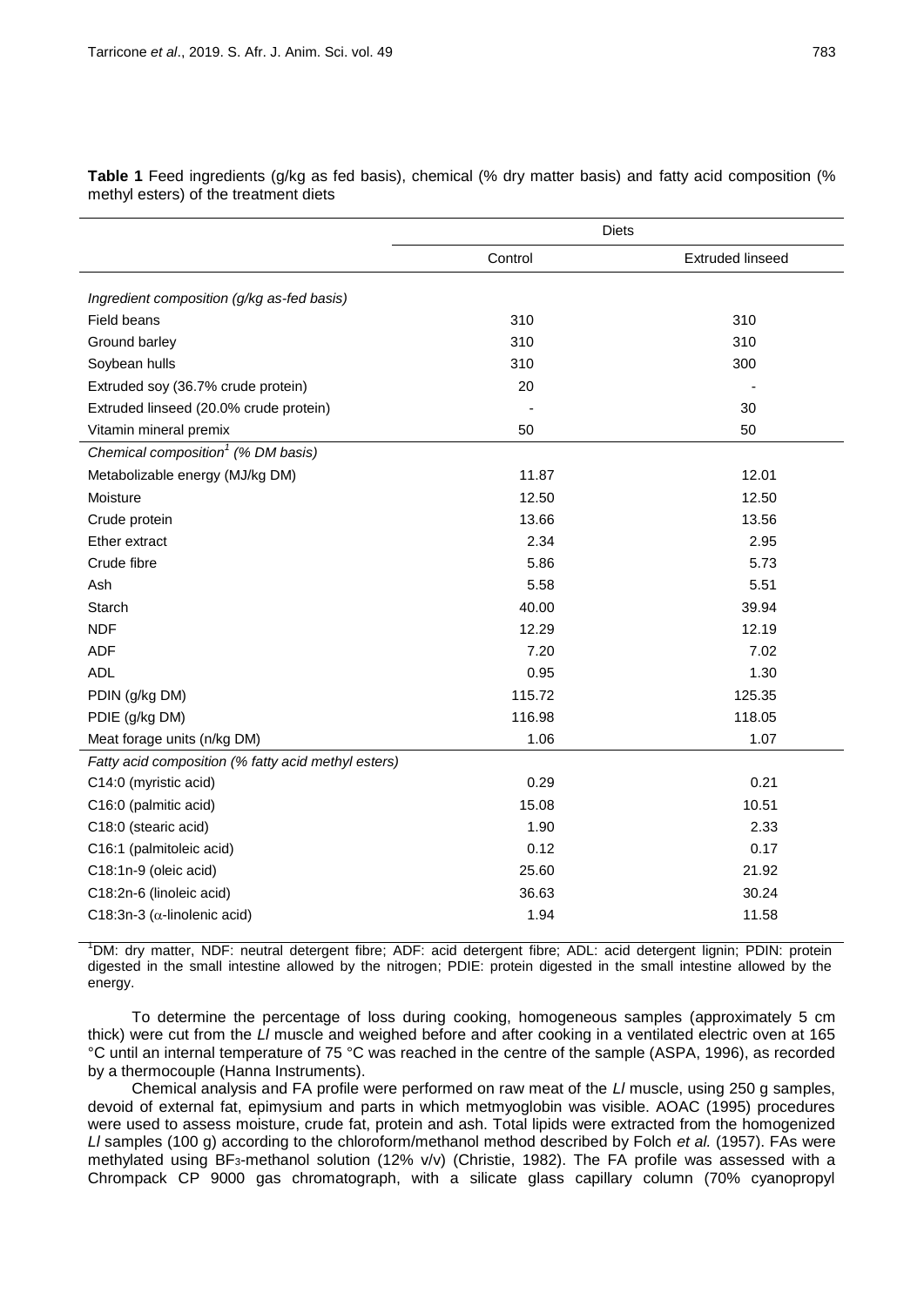**Table 1** Feed ingredients (g/kg as fed basis), chemical (% dry matter basis) and fatty acid composition (% methyl esters) of the treatment diets

| | Diets | |
|---|---|---|
| | Control | Extruded linseed |
| *Ingredient composition (g/kg as-fed basis)* | | |
| Field beans | 310 | 310 |
| Ground barley | 310 | 310 |
| Soybean hulls | 310 | 300 |
| Extruded soy (36.7% crude protein) | 20 | - |
| Extruded linseed (20.0% crude protein) | - | 30 |
| Vitamin mineral premix | 50 | 50 |
| *Chemical composition[1] (% DM basis)* | | |
| Metabolizable energy (MJ/kg DM) | 11.87 | 12.01 |
| Moisture | 12.50 | 12.50 |
| Crude protein | 13.66 | 13.56 |
| Ether extract | 2.34 | 2.95 |
| Crude fibre | 5.86 | 5.73 |
| Ash | 5.58 | 5.51 |
| Starch | 40.00 | 39.94 |
| NDF | 12.29 | 12.19 |
| ADF | 7.20 | 7.02 |
| ADL | 0.95 | 1.30 |
| PDIN (g/kg DM) | 115.72 | 125.35 |
| PDIE (g/kg DM) | 116.98 | 118.05 |
| Meat forage units (n/kg DM) | 1.06 | 1.07 |
| *Fatty acid composition (% fatty acid methyl esters)* | | |
| C14:0 (myristic acid) | 0.29 | 0.21 |
| C16:0 (palmitic acid) | 15.08 | 10.51 |
| C18:0 (stearic acid) | 1.90 | 2.33 |
| C16:1 (palmitoleic acid) | 0.12 | 0.17 |
| C18:1n-9 (oleic acid) | 25.60 | 21.92 |
| C18:2n-6 (linoleic acid) | 36.63 | 30.24 |
| C18:3n-3 ($\alpha$-linolenic acid) | 1.94 | 11.58 |

[1]DM: dry matter, NDF: neutral detergent fibre; ADF: acid detergent fibre; ADL: acid detergent lignin; PDIN: protein digested in the small intestine allowed by the nitrogen; PDIE: protein digested in the small intestine allowed by the energy.

To determine the percentage of loss during cooking, homogeneous samples (approximately 5 cm thick) were cut from the *Ll* muscle and weighed before and after cooking in a ventilated electric oven at 165 °C until an internal temperature of 75 °C was reached in the centre of the sample (ASPA, 1996), as recorded by a thermocouple (Hanna Instruments).

Chemical analysis and FA profile were performed on raw meat of the *Ll* muscle, using 250 g samples, devoid of external fat, epimysium and parts in which metmyoglobin was visible. AOAC (1995) procedures were used to assess moisture, crude fat, protein and ash. Total lipids were extracted from the homogenized *Ll* samples (100 g) according to the chloroform/methanol method described by Folch *et al.* (1957). FAs were methylated using $BF_3$-methanol solution (12% v/v) (Christie, 1982). The FA profile was assessed with a Chrompack CP 9000 gas chromatograph, with a silicate glass capillary column (70% cyanopropyl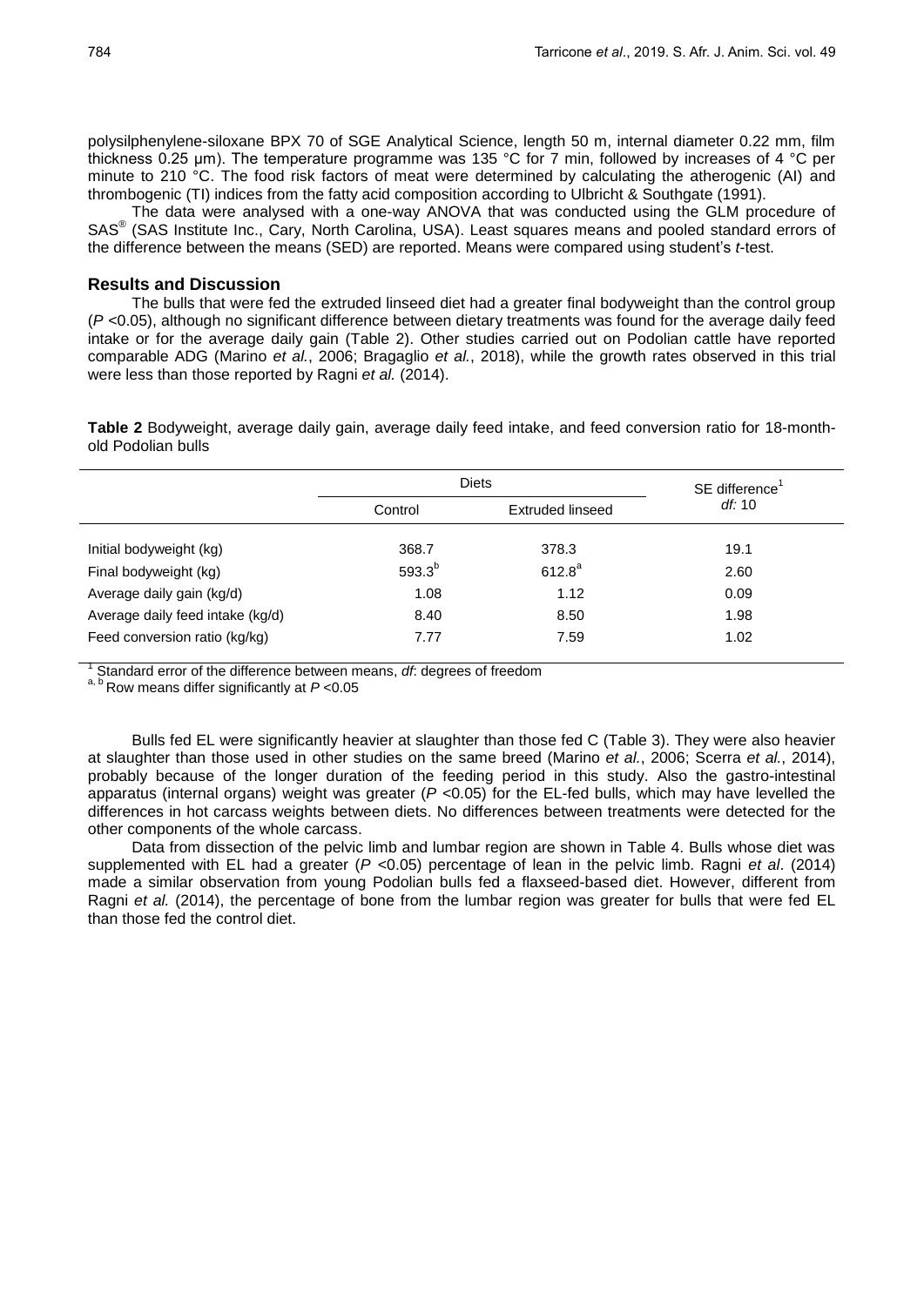polysilphenylene-siloxane BPX 70 of SGE Analytical Science, length 50 m, internal diameter 0.22 mm, film thickness 0.25 µm). The temperature programme was 135 °C for 7 min, followed by increases of 4 °C per minute to 210 °C. The food risk factors of meat were determined by calculating the atherogenic (AI) and thrombogenic (TI) indices from the fatty acid composition according to Ulbricht & Southgate (1991).

The data were analysed with a one-way ANOVA that was conducted using the GLM procedure of SAS® (SAS Institute Inc., Cary, North Carolina, USA). Least squares means and pooled standard errors of the difference between the means (SED) are reported. Means were compared using student's *t*-test.

## Results and Discussion

The bulls that were fed the extruded linseed diet had a greater final bodyweight than the control group ($P < 0.05$), although no significant difference between dietary treatments was found for the average daily feed intake or for the average daily gain (Table 2). Other studies carried out on Podolian cattle have reported comparable ADG (Marino *et al.*, 2006; Bragaglio *et al.*, 2018), while the growth rates observed in this trial were less than those reported by Ragni *et al.* (2014).

**Table 2** Bodyweight, average daily gain, average daily feed intake, and feed conversion ratio for 18-month-old Podolian bulls

| | Diets | | SE difference[1] *df*: 10 |
|---|---|---|---|
| | Control | Extruded linseed | |
| Initial bodyweight (kg) | 368.7 | 378.3 | 19.1 |
| Final bodyweight (kg) | 593.3[b] | 612.8[a] | 2.60 |
| Average daily gain (kg/d) | 1.08 | 1.12 | 0.09 |
| Average daily feed intake (kg/d) | 8.40 | 8.50 | 1.98 |
| Feed conversion ratio (kg/kg) | 7.77 | 7.59 | 1.02 |

[1] Standard error of the difference between means, *df*: degrees of freedom
[a, b] Row means differ significantly at $P < 0.05$

Bulls fed EL were significantly heavier at slaughter than those fed C (Table 3). They were also heavier at slaughter than those used in other studies on the same breed (Marino *et al.*, 2006; Scerra *et al.*, 2014), probably because of the longer duration of the feeding period in this study. Also the gastro-intestinal apparatus (internal organs) weight was greater ($P < 0.05$) for the EL-fed bulls, which may have levelled the differences in hot carcass weights between diets. No differences between treatments were detected for the other components of the whole carcass.

Data from dissection of the pelvic limb and lumbar region are shown in Table 4. Bulls whose diet was supplemented with EL had a greater ($P < 0.05$) percentage of lean in the pelvic limb. Ragni *et al*. (2014) made a similar observation from young Podolian bulls fed a flaxseed-based diet. However, different from Ragni *et al.* (2014), the percentage of bone from the lumbar region was greater for bulls that were fed EL than those fed the control diet.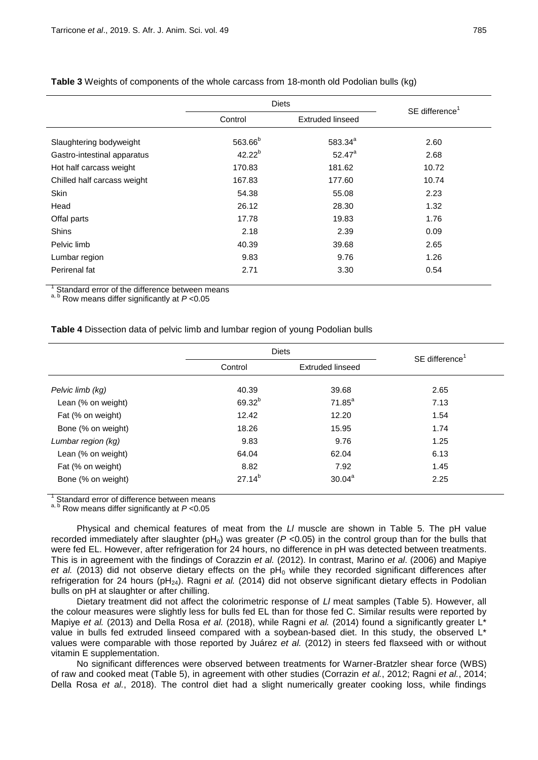**Table 3** Weights of components of the whole carcass from 18-month old Podolian bulls (kg)

| | Diets | | SE difference[1] |
|---|---|---|---|
| | Control | Extruded linseed | |
| Slaughtering bodyweight | 563.66[b] | 583.34[a] | 2.60 |
| Gastro-intestinal apparatus | 42.22[b] | 52.47[a] | 2.68 |
| Hot half carcass weight | 170.83 | 181.62 | 10.72 |
| Chilled half carcass weight | 167.83 | 177.60 | 10.74 |
| Skin | 54.38 | 55.08 | 2.23 |
| Head | 26.12 | 28.30 | 1.32 |
| Offal parts | 17.78 | 19.83 | 1.76 |
| Shins | 2.18 | 2.39 | 0.09 |
| Pelvic limb | 40.39 | 39.68 | 2.65 |
| Lumbar region | 9.83 | 9.76 | 1.26 |
| Perirenal fat | 2.71 | 3.30 | 0.54 |

[1] Standard error of the difference between means
[a, b] Row means differ significantly at $P$ <0.05

**Table 4** Dissection data of pelvic limb and lumbar region of young Podolian bulls

| | Diets | | SE difference[1] |
|---|---|---|---|
| | Control | Extruded linseed | |
| *Pelvic limb (kg)* | 40.39 | 39.68 | 2.65 |
| Lean (% on weight) | 69.32[b] | 71.85[a] | 7.13 |
| Fat (% on weight) | 12.42 | 12.20 | 1.54 |
| Bone (% on weight) | 18.26 | 15.95 | 1.74 |
| *Lumbar region (kg)* | 9.83 | 9.76 | 1.25 |
| Lean (% on weight) | 64.04 | 62.04 | 6.13 |
| Fat (% on weight) | 8.82 | 7.92 | 1.45 |
| Bone (% on weight) | 27.14[b] | 30.04[a] | 2.25 |

[1] Standard error of difference between means
[a, b] Row means differ significantly at $P$ <0.05

Physical and chemical features of meat from the *Ll* muscle are shown in Table 5. The pH value recorded immediately after slaughter ($pH_0$) was greater ($P$ <0.05) in the control group than for the bulls that were fed EL. However, after refrigeration for 24 hours, no difference in pH was detected between treatments. This is in agreement with the findings of Corazzin *et al.* (2012). In contrast, Marino *et al*. (2006) and Mapiye *et al.* (2013) did not observe dietary effects on the $pH_0$ while they recorded significant differences after refrigeration for 24 hours ($pH_{24}$). Ragni *et al.* (2014) did not observe significant dietary effects in Podolian bulls on pH at slaughter or after chilling.

Dietary treatment did not affect the colorimetric response of *Ll* meat samples (Table 5). However, all the colour measures were slightly less for bulls fed EL than for those fed C. Similar results were reported by Mapiye *et al.* (2013) and Della Rosa *et al.* (2018), while Ragni *et al.* (2014) found a significantly greater L* value in bulls fed extruded linseed compared with a soybean-based diet. In this study, the observed L* values were comparable with those reported by Juárez *et al.* (2012) in steers fed flaxseed with or without vitamin E supplementation.

No significant differences were observed between treatments for Warner-Bratzler shear force (WBS) of raw and cooked meat (Table 5), in agreement with other studies (Corrazin *et al.*, 2012; Ragni *et al.*, 2014; Della Rosa *et al.*, 2018). The control diet had a slight numerically greater cooking loss, while findings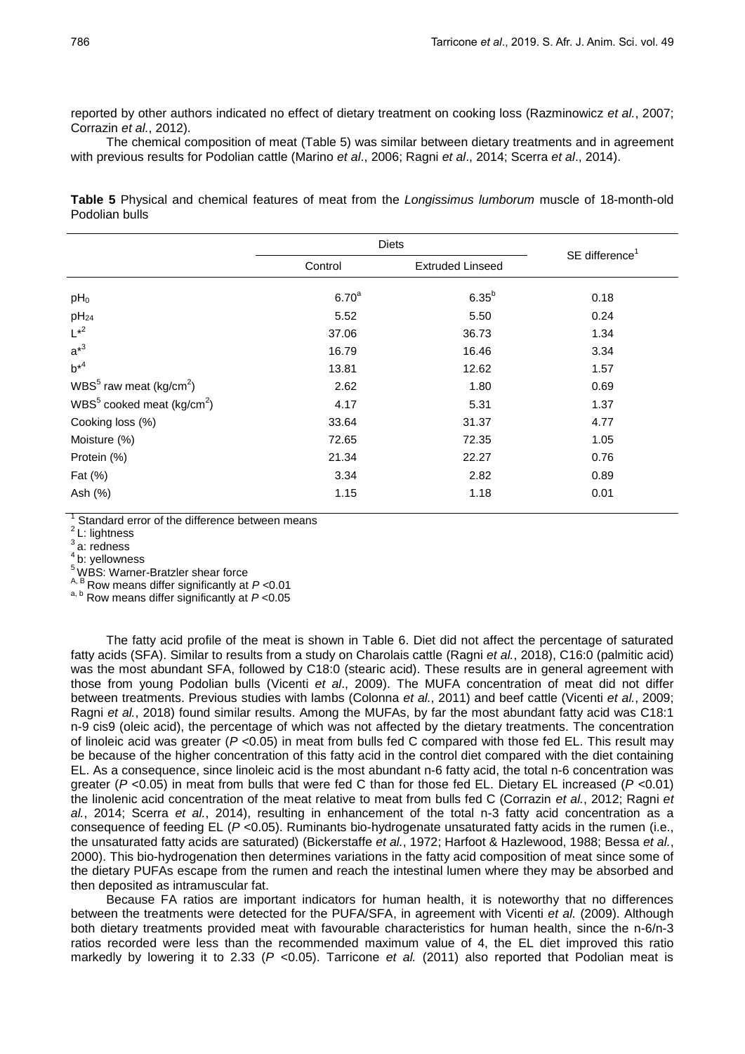reported by other authors indicated no effect of dietary treatment on cooking loss (Razminowicz *et al.*, 2007; Corrazin *et al.*, 2012).

The chemical composition of meat (Table 5) was similar between dietary treatments and in agreement with previous results for Podolian cattle (Marino *et al*., 2006; Ragni *et al*., 2014; Scerra *et al*., 2014).

**Table 5** Physical and chemical features of meat from the *Longissimus lumborum* muscle of 18-month-old Podolian bulls

| | Diets | | SE difference[1] |
|---|---|---|---|
| | Control | Extruded Linseed | |
| $pH_0$ | 6.70[a] | 6.35[b] | 0.18 |
| $pH_{24}$ | 5.52 | 5.50 | 0.24 |
| L*[2] | 37.06 | 36.73 | 1.34 |
| a*[3] | 16.79 | 16.46 | 3.34 |
| b*[4] | 13.81 | 12.62 | 1.57 |
| WBS[5] raw meat (kg/cm$^2$) | 2.62 | 1.80 | 0.69 |
| WBS[5] cooked meat (kg/cm$^2$) | 4.17 | 5.31 | 1.37 |
| Cooking loss (%) | 33.64 | 31.37 | 4.77 |
| Moisture (%) | 72.65 | 72.35 | 1.05 |
| Protein (%) | 21.34 | 22.27 | 0.76 |
| Fat (%) | 3.34 | 2.82 | 0.89 |
| Ash (%) | 1.15 | 1.18 | 0.01 |

[1] Standard error of the difference between means
[2] L: lightness
[3] a: redness
[4] b: yellowness
[5] WBS: Warner-Bratzler shear force
[A, B] Row means differ significantly at $P$ <0.01
[a, b] Row means differ significantly at $P$ <0.05

The fatty acid profile of the meat is shown in Table 6. Diet did not affect the percentage of saturated fatty acids (SFA). Similar to results from a study on Charolais cattle (Ragni *et al.*, 2018), C16:0 (palmitic acid) was the most abundant SFA, followed by C18:0 (stearic acid). These results are in general agreement with those from young Podolian bulls (Vicenti *et al*., 2009). The MUFA concentration of meat did not differ between treatments. Previous studies with lambs (Colonna *et al.*, 2011) and beef cattle (Vicenti *et al.*, 2009; Ragni *et al.*, 2018) found similar results. Among the MUFAs, by far the most abundant fatty acid was C18:1 n-9 cis9 (oleic acid), the percentage of which was not affected by the dietary treatments. The concentration of linoleic acid was greater ($P$ <0.05) in meat from bulls fed C compared with those fed EL. This result may be because of the higher concentration of this fatty acid in the control diet compared with the diet containing EL. As a consequence, since linoleic acid is the most abundant n-6 fatty acid, the total n-6 concentration was greater ($P$ <0.05) in meat from bulls that were fed C than for those fed EL. Dietary EL increased ($P$ <0.01) the linolenic acid concentration of the meat relative to meat from bulls fed C (Corrazin *et al.*, 2012; Ragni *et al.*, 2014; Scerra *et al.*, 2014), resulting in enhancement of the total n-3 fatty acid concentration as a consequence of feeding EL ($P$ <0.05). Ruminants bio-hydrogenate unsaturated fatty acids in the rumen (i.e., the unsaturated fatty acids are saturated) (Bickerstaffe *et al.*, 1972; Harfoot & Hazlewood, 1988; Bessa *et al.*, 2000). This bio-hydrogenation then determines variations in the fatty acid composition of meat since some of the dietary PUFAs escape from the rumen and reach the intestinal lumen where they may be absorbed and then deposited as intramuscular fat.

Because FA ratios are important indicators for human health, it is noteworthy that no differences between the treatments were detected for the PUFA/SFA, in agreement with Vicenti *et al.* (2009). Although both dietary treatments provided meat with favourable characteristics for human health, since the n-6/n-3 ratios recorded were less than the recommended maximum value of 4, the EL diet improved this ratio markedly by lowering it to 2.33 ($P$ <0.05). Tarricone *et al.* (2011) also reported that Podolian meat is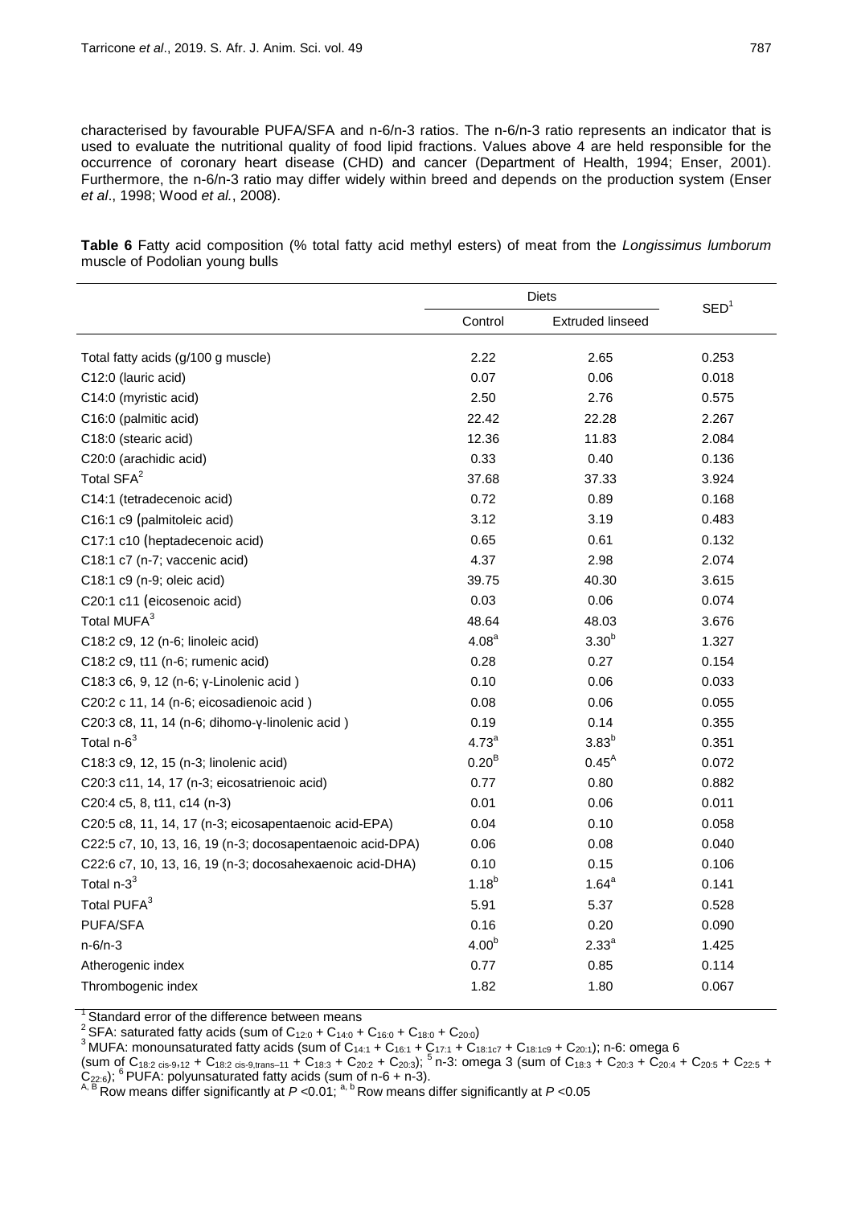characterised by favourable PUFA/SFA and n-6/n-3 ratios. The n-6/n-3 ratio represents an indicator that is used to evaluate the nutritional quality of food lipid fractions. Values above 4 are held responsible for the occurrence of coronary heart disease (CHD) and cancer (Department of Health, 1994; Enser, 2001). Furthermore, the n-6/n-3 ratio may differ widely within breed and depends on the production system (Enser *et al*., 1998; Wood *et al.*, 2008).

**Table 6** Fatty acid composition (% total fatty acid methyl esters) of meat from the *Longissimus lumborum* muscle of Podolian young bulls

| | Diets | | SED[1] |
|---|---|---|---|
| | Control | Extruded linseed | |
| Total fatty acids (g/100 g muscle) | 2.22 | 2.65 | 0.253 |
| C12:0 (lauric acid) | 0.07 | 0.06 | 0.018 |
| C14:0 (myristic acid) | 2.50 | 2.76 | 0.575 |
| C16:0 (palmitic acid) | 22.42 | 22.28 | 2.267 |
| C18:0 (stearic acid) | 12.36 | 11.83 | 2.084 |
| C20:0 (arachidic acid) | 0.33 | 0.40 | 0.136 |
| Total SFA[2] | 37.68 | 37.33 | 3.924 |
| C14:1 (tetradecenoic acid) | 0.72 | 0.89 | 0.168 |
| C16:1 c9 (palmitoleic acid) | 3.12 | 3.19 | 0.483 |
| C17:1 c10 (heptadecenoic acid) | 0.65 | 0.61 | 0.132 |
| C18:1 c7 (n-7; vaccenic acid) | 4.37 | 2.98 | 2.074 |
| C18:1 c9 (n-9; oleic acid) | 39.75 | 40.30 | 3.615 |
| C20:1 c11 (eicosenoic acid) | 0.03 | 0.06 | 0.074 |
| Total MUFA[3] | 48.64 | 48.03 | 3.676 |
| C18:2 c9, 12 (n-6; linoleic acid) | $4.08^{a}$ | $3.30^{b}$ | 1.327 |
| C18:2 c9, t11 (n-6; rumenic acid) | 0.28 | 0.27 | 0.154 |
| C18:3 c6, 9, 12 (n-6; γ-Linolenic acid ) | 0.10 | 0.06 | 0.033 |
| C20:2 c 11, 14 (n-6; eicosadienoic acid ) | 0.08 | 0.06 | 0.055 |
| C20:3 c8, 11, 14 (n-6; dihomo-γ-linolenic acid ) | 0.19 | 0.14 | 0.355 |
| Total n-6[3] | $4.73^{a}$ | $3.83^{b}$ | 0.351 |
| C18:3 c9, 12, 15 (n-3; linolenic acid) | $0.20^{B}$ | $0.45^{A}$ | 0.072 |
| C20:3 c11, 14, 17 (n-3; eicosatrienoic acid) | 0.77 | 0.80 | 0.882 |
| C20:4 c5, 8, t11, c14 (n-3) | 0.01 | 0.06 | 0.011 |
| C20:5 c8, 11, 14, 17 (n-3; eicosapentaenoic acid-EPA) | 0.04 | 0.10 | 0.058 |
| C22:5 c7, 10, 13, 16, 19 (n-3; docosapentaenoic acid-DPA) | 0.06 | 0.08 | 0.040 |
| C22:6 c7, 10, 13, 16, 19 (n-3; docosahexaenoic acid-DHA) | 0.10 | 0.15 | 0.106 |
| Total n-3[3] | $1.18^{b}$ | $1.64^{a}$ | 0.141 |
| Total PUFA[3] | 5.91 | 5.37 | 0.528 |
| PUFA/SFA | 0.16 | 0.20 | 0.090 |
| n-6/n-3 | $4.00^{b}$ | $2.33^{a}$ | 1.425 |
| Atherogenic index | 0.77 | 0.85 | 0.114 |
| Thrombogenic index | 1.82 | 1.80 | 0.067 |

[1] Standard error of the difference between means
[2] SFA: saturated fatty acids (sum of $C_{12:0} + C_{14:0} + C_{16:0} + C_{18:0} + C_{20:0}$)
[3] MUFA: monounsaturated fatty acids (sum of $C_{14:1} + C_{16:1} + C_{17:1} + C_{18:1c7} + C_{18:1c9} + C_{20:1}$); n-6: omega 6 (sum of $C_{18:2\ cis\text{-}9,12} + C_{18:2\ cis\text{-}9,trans\text{-}11} + C_{18:3} + C_{20:2} + C_{20:3}$); [5] n-3: omega 3 (sum of $C_{18:3} + C_{20:3} + C_{20:4} + C_{20:5} + C_{22:5} + C_{22:6}$); [6] PUFA: polyunsaturated fatty acids (sum of n-6 + n-3).
A, B Row means differ significantly at $P < 0.01$; a, b Row means differ significantly at $P < 0.05$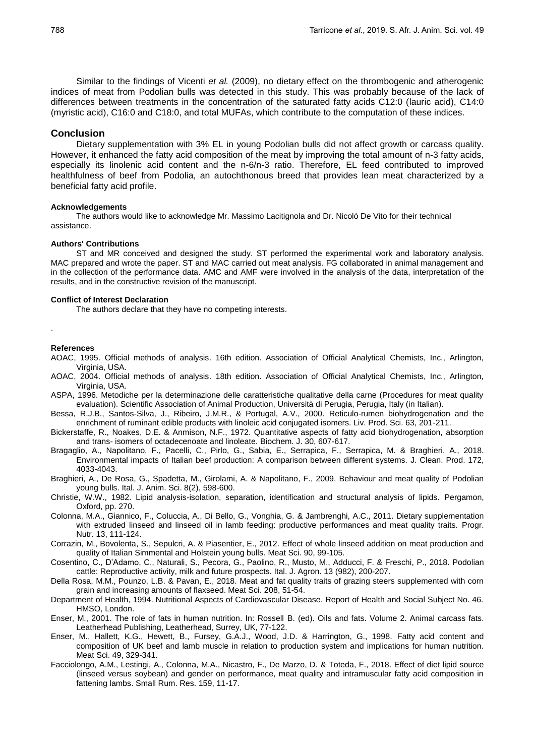Similar to the findings of Vicenti *et al.* (2009), no dietary effect on the thrombogenic and atherogenic indices of meat from Podolian bulls was detected in this study. This was probably because of the lack of differences between treatments in the concentration of the saturated fatty acids C12:0 (lauric acid), C14:0 (myristic acid), C16:0 and C18:0, and total MUFAs, which contribute to the computation of these indices.

## Conclusion

Dietary supplementation with 3% EL in young Podolian bulls did not affect growth or carcass quality. However, it enhanced the fatty acid composition of the meat by improving the total amount of n-3 fatty acids, especially its linolenic acid content and the n-6/n-3 ratio. Therefore, EL feed contributed to improved healthfulness of beef from Podolia, an autochthonous breed that provides lean meat characterized by a beneficial fatty acid profile.

#### Acknowledgements

The authors would like to acknowledge Mr. Massimo Lacitignola and Dr. Nicolò De Vito for their technical assistance.

#### Authors' Contributions

ST and MR conceived and designed the study. ST performed the experimental work and laboratory analysis. MAC prepared and wrote the paper. ST and MAC carried out meat analysis. FG collaborated in animal management and in the collection of the performance data. AMC and AMF were involved in the analysis of the data, interpretation of the results, and in the constructive revision of the manuscript.

#### Conflict of Interest Declaration

The authors declare that they have no competing interests.

#### References

AOAC, 1995. Official methods of analysis. 16th edition. Association of Official Analytical Chemists, Inc., Arlington, Virginia, USA.

AOAC, 2004. Official methods of analysis. 18th edition. Association of Official Analytical Chemists, Inc., Arlington, Virginia, USA.

ASPA, 1996. Metodiche per la determinazione delle caratteristiche qualitative della carne (Procedures for meat quality evaluation). Scientific Association of Animal Production, Università di Perugia, Perugia, Italy (in Italian).

Bessa, R.J.B., Santos-Silva, J., Ribeiro, J.M.R., & Portugal, A.V., 2000. Reticulo-rumen biohydrogenation and the enrichment of ruminant edible products with linoleic acid conjugated isomers. Liv. Prod. Sci. 63, 201-211.

Bickerstaffe, R., Noakes, D.E. & Anmison, N.F., 1972. Quantitative aspects of fatty acid biohydrogenation, absorption and trans- isomers of octadecenoate and linoleate. Biochem. J. 30, 607-617.

Bragaglio, A., Napolitano, F., Pacelli, C., Pirlo, G., Sabia, E., Serrapica, F., Serrapica, M. & Braghieri, A., 2018. Environmental impacts of Italian beef production: A comparison between different systems. J. Clean. Prod. 172, 4033-4043.

Braghieri, A., De Rosa, G., Spadetta, M., Girolami, A. & Napolitano, F., 2009. Behaviour and meat quality of Podolian young bulls. Ital. J. Anim. Sci. 8(2), 598-600.

Christie, W.W., 1982. Lipid analysis-isolation, separation, identification and structural analysis of lipids. Pergamon, Oxford, pp. 270.

Colonna, M.A., Giannico, F., Coluccia, A., Di Bello, G., Vonghia, G. & Jambrenghi, A.C., 2011. Dietary supplementation with extruded linseed and linseed oil in lamb feeding: productive performances and meat quality traits. Progr. Nutr. 13, 111-124.

Corrazin, M., Bovolenta, S., Sepulcri, A. & Piasentier, E., 2012. Effect of whole linseed addition on meat production and quality of Italian Simmental and Holstein young bulls. Meat Sci. 90, 99-105.

Cosentino, C., D'Adamo, C., Naturali, S., Pecora, G., Paolino, R., Musto, M., Adducci, F. & Freschi, P., 2018. Podolian cattle: Reproductive activity, milk and future prospects. Ital. J. Agron. 13 (982), 200-207.

Della Rosa, M.M., Pounzo, L.B. & Pavan, E., 2018. Meat and fat quality traits of grazing steers supplemented with corn grain and increasing amounts of flaxseed. Meat Sci. 208, 51-54.

Department of Health, 1994. Nutritional Aspects of Cardiovascular Disease. Report of Health and Social Subject No. 46. HMSO, London.

Enser, M., 2001. The role of fats in human nutrition. In: Rossell B. (ed). Oils and fats. Volume 2. Animal carcass fats. Leatherhead Publishing, Leatherhead, Surrey, UK, 77-122.

Enser, M., Hallett, K.G., Hewett, B., Fursey, G.A.J., Wood, J.D. & Harrington, G., 1998. Fatty acid content and composition of UK beef and lamb muscle in relation to production system and implications for human nutrition. Meat Sci. 49, 329-341.

Facciolongo, A.M., Lestingi, A., Colonna, M.A., Nicastro, F., De Marzo, D. & Toteda, F., 2018. Effect of diet lipid source (linseed versus soybean) and gender on performance, meat quality and intramuscular fatty acid composition in fattening lambs. Small Rum. Res. 159, 11-17.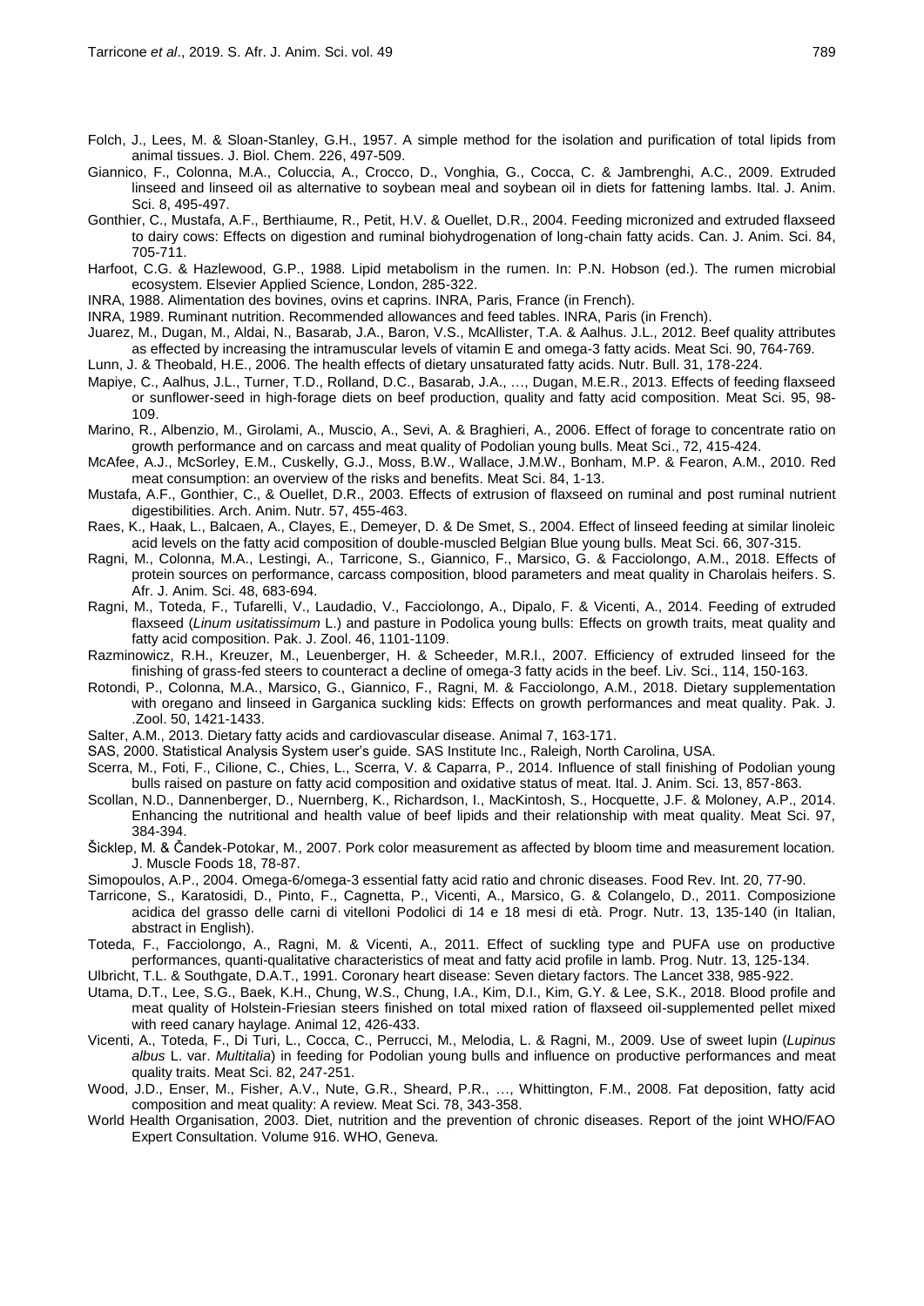Folch, J., Lees, M. & Sloan-Stanley, G.H., 1957. A simple method for the isolation and purification of total lipids from animal tissues. J. Biol. Chem. 226, 497-509.

Giannico, F., Colonna, M.A., Coluccia, A., Crocco, D., Vonghia, G., Cocca, C. & Jambrenghi, A.C., 2009. Extruded linseed and linseed oil as alternative to soybean meal and soybean oil in diets for fattening lambs. Ital. J. Anim. Sci. 8, 495-497.

Gonthier, C., Mustafa, A.F., Berthiaume, R., Petit, H.V. & Ouellet, D.R., 2004. Feeding micronized and extruded flaxseed to dairy cows: Effects on digestion and ruminal biohydrogenation of long-chain fatty acids. Can. J. Anim. Sci. 84, 705-711.

Harfoot, C.G. & Hazlewood, G.P., 1988. Lipid metabolism in the rumen. In: P.N. Hobson (ed.). The rumen microbial ecosystem. Elsevier Applied Science, London, 285-322.

INRA, 1988. Alimentation des bovines, ovins et caprins. INRA, Paris, France (in French).

INRA, 1989. Ruminant nutrition. Recommended allowances and feed tables. INRA, Paris (in French).

Juarez, M., Dugan, M., Aldai, N., Basarab, J.A., Baron, V.S., McAllister, T.A. & Aalhus. J.L., 2012. Beef quality attributes as effected by increasing the intramuscular levels of vitamin E and omega-3 fatty acids. Meat Sci. 90, 764-769.

Lunn, J. & Theobald, H.E., 2006. The health effects of dietary unsaturated fatty acids. Nutr. Bull. 31, 178-224.

Mapiye, C., Aalhus, J.L., Turner, T.D., Rolland, D.C., Basarab, J.A., …, Dugan, M.E.R., 2013. Effects of feeding flaxseed or sunflower-seed in high-forage diets on beef production, quality and fatty acid composition. Meat Sci. 95, 98-109.

Marino, R., Albenzio, M., Girolami, A., Muscio, A., Sevi, A. & Braghieri, A., 2006. Effect of forage to concentrate ratio on growth performance and on carcass and meat quality of Podolian young bulls. Meat Sci., 72, 415-424.

McAfee, A.J., McSorley, E.M., Cuskelly, G.J., Moss, B.W., Wallace, J.M.W., Bonham, M.P. & Fearon, A.M., 2010. Red meat consumption: an overview of the risks and benefits. Meat Sci. 84, 1-13.

Mustafa, A.F., Gonthier, C., & Ouellet, D.R., 2003. Effects of extrusion of flaxseed on ruminal and post ruminal nutrient digestibilities. Arch. Anim. Nutr. 57, 455-463.

Raes, K., Haak, L., Balcaen, A., Clayes, E., Demeyer, D. & De Smet, S., 2004. Effect of linseed feeding at similar linoleic acid levels on the fatty acid composition of double-muscled Belgian Blue young bulls. Meat Sci. 66, 307-315.

Ragni, M., Colonna, M.A., Lestingi, A., Tarricone, S., Giannico, F., Marsico, G. & Facciolongo, A.M., 2018. Effects of protein sources on performance, carcass composition, blood parameters and meat quality in Charolais heifers. S. Afr. J. Anim. Sci. 48, 683-694.

Ragni, M., Toteda, F., Tufarelli, V., Laudadio, V., Facciolongo, A., Dipalo, F. & Vicenti, A., 2014. Feeding of extruded flaxseed (*Linum usitatissimum* L.) and pasture in Podolica young bulls: Effects on growth traits, meat quality and fatty acid composition. Pak. J. Zool. 46, 1101-1109.

Razminowicz, R.H., Kreuzer, M., Leuenberger, H. & Scheeder, M.R.l., 2007. Efficiency of extruded linseed for the finishing of grass-fed steers to counteract a decline of omega-3 fatty acids in the beef. Liv. Sci., 114, 150-163.

Rotondi, P., Colonna, M.A., Marsico, G., Giannico, F., Ragni, M. & Facciolongo, A.M., 2018. Dietary supplementation with oregano and linseed in Garganica suckling kids: Effects on growth performances and meat quality. Pak. J. .Zool. 50, 1421-1433.

Salter, A.M., 2013. Dietary fatty acids and cardiovascular disease. Animal 7, 163-171.

SAS, 2000. Statistical Analysis System user's guide. SAS Institute Inc., Raleigh, North Carolina, USA.

Scerra, M., Foti, F., Cilione, C., Chies, L., Scerra, V. & Caparra, P., 2014. Influence of stall finishing of Podolian young bulls raised on pasture on fatty acid composition and oxidative status of meat. Ital. J. Anim. Sci. 13, 857-863.

Scollan, N.D., Dannenberger, D., Nuernberg, K., Richardson, I., MacKintosh, S., Hocquette, J.F. & Moloney, A.P., 2014. Enhancing the nutritional and health value of beef lipids and their relationship with meat quality. Meat Sci. 97, 384-394.

Šicklep, M. & Čandek-Potokar, M., 2007. Pork color measurement as affected by bloom time and measurement location. J. Muscle Foods 18, 78-87.

Simopoulos, A.P., 2004. Omega-6/omega-3 essential fatty acid ratio and chronic diseases. Food Rev. Int. 20, 77-90.

Tarricone, S., Karatosidi, D., Pinto, F., Cagnetta, P., Vicenti, A., Marsico, G. & Colangelo, D., 2011. Composizione acidica del grasso delle carni di vitelloni Podolici di 14 e 18 mesi di età. Progr. Nutr. 13, 135-140 (in Italian, abstract in English).

Toteda, F., Facciolongo, A., Ragni, M. & Vicenti, A., 2011. Effect of suckling type and PUFA use on productive performances, quanti-qualitative characteristics of meat and fatty acid profile in lamb. Prog. Nutr. 13, 125-134.

Ulbricht, T.L. & Southgate, D.A.T., 1991. Coronary heart disease: Seven dietary factors. The Lancet 338, 985-922.

Utama, D.T., Lee, S.G., Baek, K.H., Chung, W.S., Chung, I.A., Kim, D.I., Kim, G.Y. & Lee, S.K., 2018. Blood profile and meat quality of Holstein-Friesian steers finished on total mixed ration of flaxseed oil-supplemented pellet mixed with reed canary haylage. Animal 12, 426-433.

Vicenti, A., Toteda, F., Di Turi, L., Cocca, C., Perrucci, M., Melodia, L. & Ragni, M., 2009. Use of sweet lupin (*Lupinus albus* L. var. *Multitalia*) in feeding for Podolian young bulls and influence on productive performances and meat quality traits. Meat Sci. 82, 247-251.

Wood, J.D., Enser, M., Fisher, A.V., Nute, G.R., Sheard, P.R., …, Whittington, F.M., 2008. Fat deposition, fatty acid composition and meat quality: A review. Meat Sci. 78, 343-358.

World Health Organisation, 2003. Diet, nutrition and the prevention of chronic diseases. Report of the joint WHO/FAO Expert Consultation. Volume 916. WHO, Geneva.